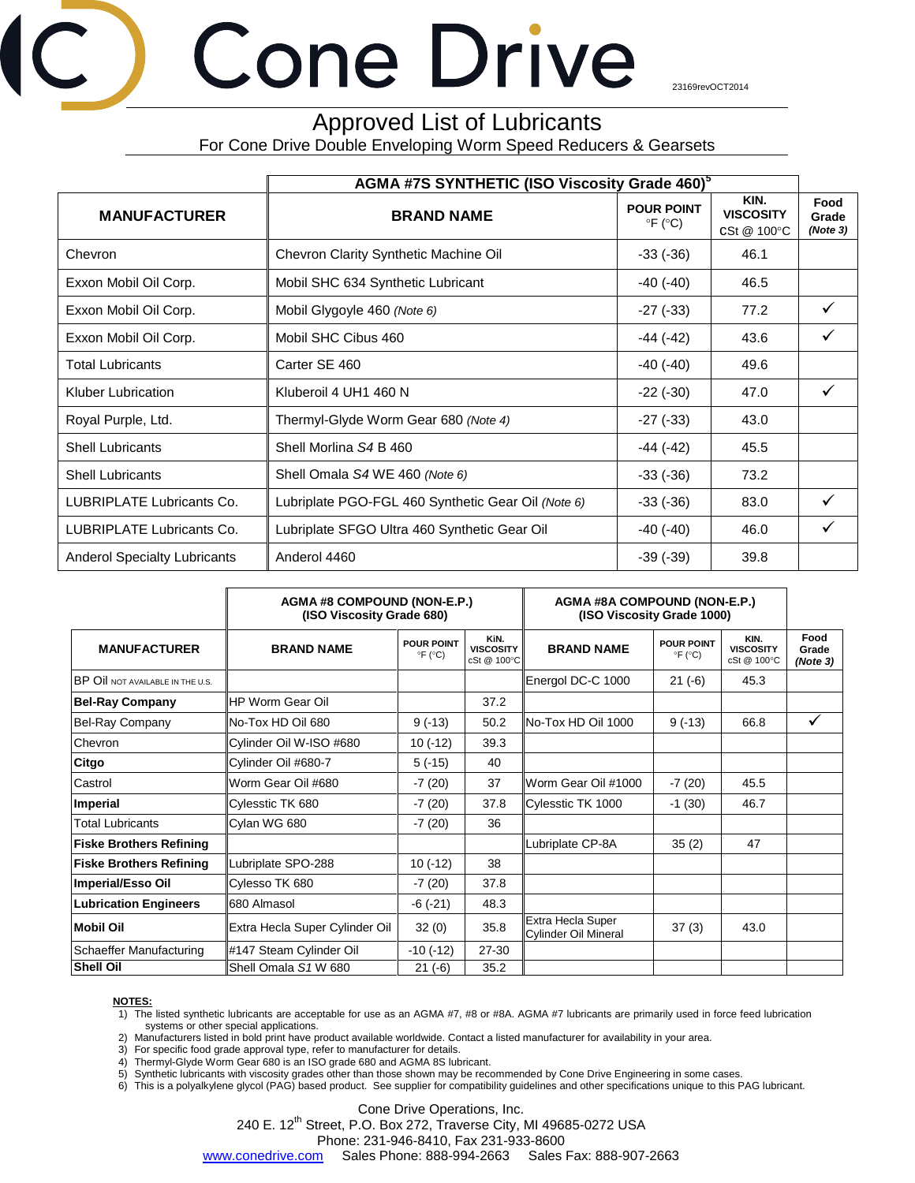# Cone Drive

23169revOCT2014

## Approved List of Lubricants

For Cone Drive Double Enveloping Worm Speed Reducers & Gearsets

| | AGMA #7S SYNTHETIC (ISO Viscosity Grade 460)[5] | | | |
|---|---|---|---|---|
| **MANUFACTURER** | **BRAND NAME** | **POUR POINT** °F (°C) | **KIN. VISCOSITY** cSt @ 100°C | **Food Grade** *(Note 3)* |
| Chevron | Chevron Clarity Synthetic Machine Oil | -33 (-36) | 46.1 | |
| Exxon Mobil Oil Corp. | Mobil SHC 634 Synthetic Lubricant | -40 (-40) | 46.5 | |
| Exxon Mobil Oil Corp. | Mobil Glygoyle 460 *(Note 6)* | -27 (-33) | 77.2 | ✓ |
| Exxon Mobil Oil Corp. | Mobil SHC Cibus 460 | -44 (-42) | 43.6 | ✓ |
| Total Lubricants | Carter SE 460 | -40 (-40) | 49.6 | |
| Kluber Lubrication | Kluberoil 4 UH1 460 N | -22 (-30) | 47.0 | ✓ |
| Royal Purple, Ltd. | Thermyl-Glyde Worm Gear 680 *(Note 4)* | -27 (-33) | 43.0 | |
| Shell Lubricants | Shell Morlina *S4* B 460 | -44 (-42) | 45.5 | |
| Shell Lubricants | Shell Omala *S4* WE 460 *(Note 6)* | -33 (-36) | 73.2 | |
| LUBRIPLATE Lubricants Co. | Lubriplate PGO-FGL 460 Synthetic Gear Oil *(Note 6)* | -33 (-36) | 83.0 | ✓ |
| LUBRIPLATE Lubricants Co. | Lubriplate SFGO Ultra 460 Synthetic Gear Oil | -40 (-40) | 46.0 | ✓ |
| Anderol Specialty Lubricants | Anderol 4460 | -39 (-39) | 39.8 | |

| | AGMA #8 COMPOUND (NON-E.P.) (ISO Viscosity Grade 680) | | | AGMA #8A COMPOUND (NON-E.P.) (ISO Viscosity Grade 1000) | | | |
|---|---|---|---|---|---|---|---|
| **MANUFACTURER** | **BRAND NAME** | **POUR POINT** °F (°C) | **KIN. VISCOSITY** cSt @ 100°C | **BRAND NAME** | **POUR POINT** °F (°C) | **KIN. VISCOSITY** cSt @ 100°C | **Food Grade** *(Note 3)* |
| BP Oil NOT AVAILABLE IN THE U.S. | | | | Energol DC-C 1000 | 21 (-6) | 45.3 | |
| **Bel-Ray Company** | HP Worm Gear Oil | | 37.2 | | | | |
| Bel-Ray Company | No-Tox HD Oil 680 | 9 (-13) | 50.2 | No-Tox HD Oil 1000 | 9 (-13) | 66.8 | ✓ |
| Chevron | Cylinder Oil W-ISO #680 | 10 (-12) | 39.3 | | | | |
| **Citgo** | Cylinder Oil #680-7 | 5 (-15) | 40 | | | | |
| Castrol | Worm Gear Oil #680 | -7 (20) | 37 | Worm Gear Oil #1000 | -7 (20) | 45.5 | |
| **Imperial** | Cylesstic TK 680 | -7 (20) | 37.8 | Cylesstic TK 1000 | -1 (30) | 46.7 | |
| Total Lubricants | Cylan WG 680 | -7 (20) | 36 | | | | |
| **Fiske Brothers Refining** | | | | Lubriplate CP-8A | 35 (2) | 47 | |
| **Fiske Brothers Refining** | Lubriplate SPO-288 | 10 (-12) | 38 | | | | |
| **Imperial/Esso Oil** | Cylesso TK 680 | -7 (20) | 37.8 | | | | |
| **Lubrication Engineers** | 680 Almasol | -6 (-21) | 48.3 | | | | |
| **Mobil Oil** | Extra Hecla Super Cylinder Oil | 32 (0) | 35.8 | Extra Hecla Super Cylinder Oil Mineral | 37 (3) | 43.0 | |
| Schaeffer Manufacturing | #147 Steam Cylinder Oil | -10 (-12) | 27-30 | | | | |
| **Shell Oil** | Shell Omala *S1* W 680 | 21 (-6) | 35.2 | | | | |

**NOTES:**

1) The listed synthetic lubricants are acceptable for use as an AGMA #7, #8 or #8A. AGMA #7 lubricants are primarily used in force feed lubrication systems or other special applications.
2) Manufacturers listed in bold print have product available worldwide. Contact a listed manufacturer for availability in your area.
3) For specific food grade approval type, refer to manufacturer for details.
4) Thermyl-Glyde Worm Gear 680 is an ISO grade 680 and AGMA 8S lubricant.
5) Synthetic lubricants with viscosity grades other than those shown may be recommended by Cone Drive Engineering in some cases.
6) This is a polyalkylene glycol (PAG) based product. See supplier for compatibility guidelines and other specifications unique to this PAG lubricant.

Cone Drive Operations, Inc.
240 E. 12th Street, P.O. Box 272, Traverse City, MI 49685-0272 USA
Phone: 231-946-8410, Fax 231-933-8600
www.conedrive.com Sales Phone: 888-994-2663 Sales Fax: 888-907-2663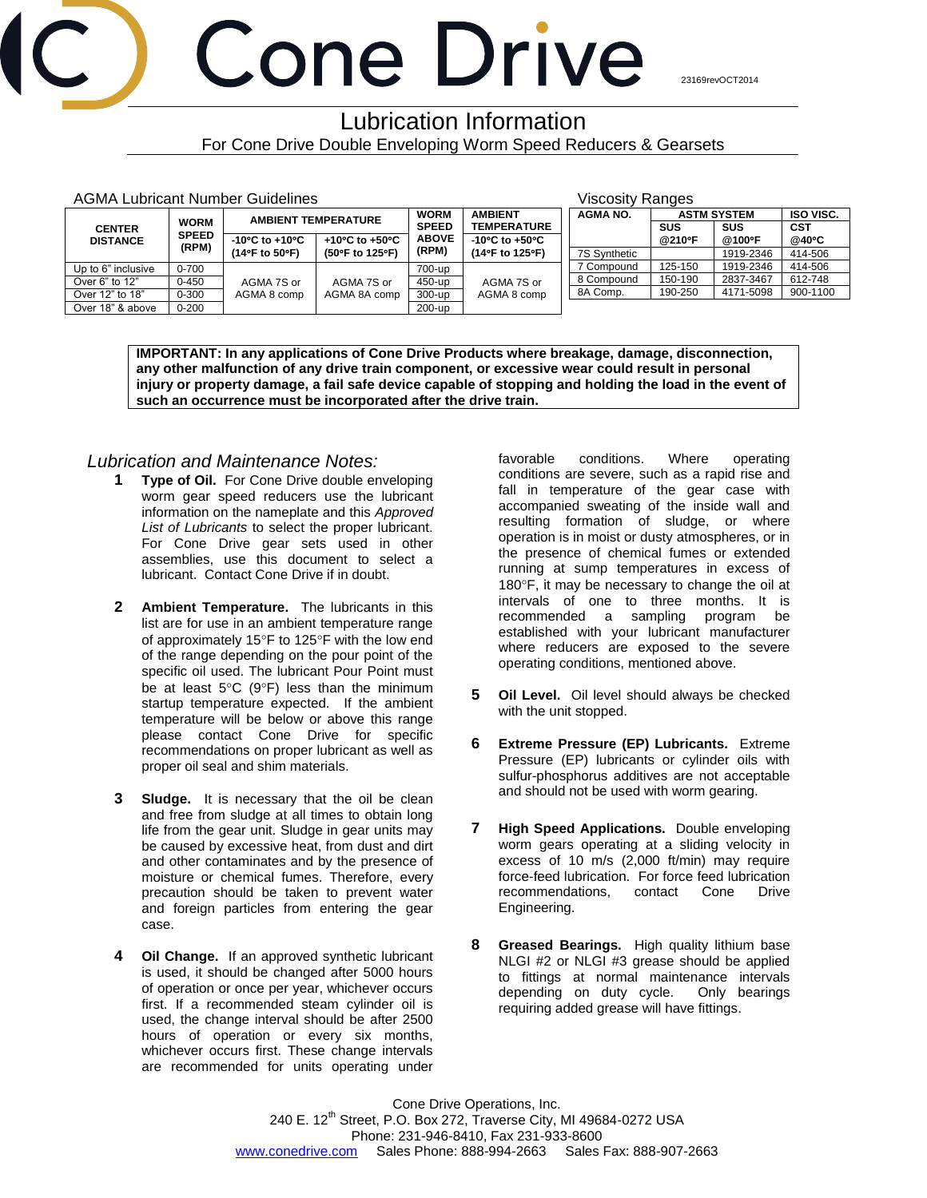# Cone Drive

23169revOCT2014

## Lubrication Information

For Cone Drive Double Enveloping Worm Speed Reducers & Gearsets

### AGMA Lubricant Number Guidelines

| CENTER DISTANCE | WORM SPEED (RPM) | AMBIENT TEMPERATURE | | WORM SPEED ABOVE (RPM) | AMBIENT TEMPERATURE |
|---|---|---|---|---|---|
| | | -10°C to +10°C (14°F to 50°F) | +10°C to +50°C (50°F to 125°F) | | -10°C to +50°C (14°F to 125°F) |
| Up to 6" inclusive | 0-700 | AGMA 7S or AGMA 8 comp | AGMA 7S or AGMA 8A comp | 700-up | AGMA 7S or AGMA 8 comp |
| Over 6" to 12" | 0-450 | | | 450-up | |
| Over 12" to 18" | 0-300 | | | 300-up | |
| Over 18" & above | 0-200 | | | 200-up | |

### Viscosity Ranges

| AGMA NO. | ASTM SYSTEM | | ISO VISC. |
|---|---|---|---|
| | SUS @210°F | SUS @100°F | CST @40°C |
| 7S Synthetic | | 1919-2346 | 414-506 |
| 7 Compound | 125-150 | 1919-2346 | 414-506 |
| 8 Compound | 150-190 | 2837-3467 | 612-748 |
| 8A Comp. | 190-250 | 4171-5098 | 900-1100 |

**IMPORTANT: In any applications of Cone Drive Products where breakage, damage, disconnection, any other malfunction of any drive train component, or excessive wear could result in personal injury or property damage, a fail safe device capable of stopping and holding the load in the event of such an occurrence must be incorporated after the drive train.**

## *Lubrication and Maintenance Notes:*

1. **Type of Oil.** For Cone Drive double enveloping worm gear speed reducers use the lubricant information on the nameplate and this *Approved List of Lubricants* to select the proper lubricant. For Cone Drive gear sets used in other assemblies, use this document to select a lubricant. Contact Cone Drive if in doubt.

2. **Ambient Temperature.** The lubricants in this list are for use in an ambient temperature range of approximately 15°F to 125°F with the low end of the range depending on the pour point of the specific oil used. The lubricant Pour Point must be at least 5°C (9°F) less than the minimum startup temperature expected. If the ambient temperature will be below or above this range please contact Cone Drive for specific recommendations on proper lubricant as well as proper oil seal and shim materials.

3. **Sludge.** It is necessary that the oil be clean and free from sludge at all times to obtain long life from the gear unit. Sludge in gear units may be caused by excessive heat, from dust and dirt and other contaminates and by the presence of moisture or chemical fumes. Therefore, every precaution should be taken to prevent water and foreign particles from entering the gear case.

4. **Oil Change.** If an approved synthetic lubricant is used, it should be changed after 5000 hours of operation or once per year, whichever occurs first. If a recommended steam cylinder oil is used, the change interval should be after 2500 hours of operation or every six months, whichever occurs first. These change intervals are recommended for units operating under favorable conditions. Where operating conditions are severe, such as a rapid rise and fall in temperature of the gear case with accompanied sweating of the inside wall and resulting sludge formation, or where operation is in moist or dusty atmospheres, or in the presence of chemical fumes or extended running at sump temperatures in excess of 180°F, it may be necessary to change the oil at intervals of one to three months. It is recommended a sampling program be established with your lubricant manufacturer where reducers are exposed to the severe operating conditions, mentioned above.

5. **Oil Level.** Oil level should always be checked with the unit stopped.

6. **Extreme Pressure (EP) Lubricants.** Extreme Pressure (EP) lubricants or cylinder oils with sulfur-phosphorus additives are not acceptable and should not be used with worm gearing.

7. **High Speed Applications.** Double enveloping worm gears operating at a sliding velocity in excess of 10 m/s (2,000 ft/min) may require force-feed lubrication. For force feed lubrication recommendations, contact Cone Drive Engineering.

8. **Greased Bearings.** High quality lithium base NLGI #2 or NLGI #3 grease should be applied to fittings at normal maintenance intervals depending on duty cycle. Only bearings requiring added grease will have fittings.

Cone Drive Operations, Inc.
240 E. 12th Street, P.O. Box 272, Traverse City, MI 49684-0272 USA
Phone: 231-946-8410, Fax 231-933-8600
www.conedrive.com Sales Phone: 888-994-2663 Sales Fax: 888-907-2663